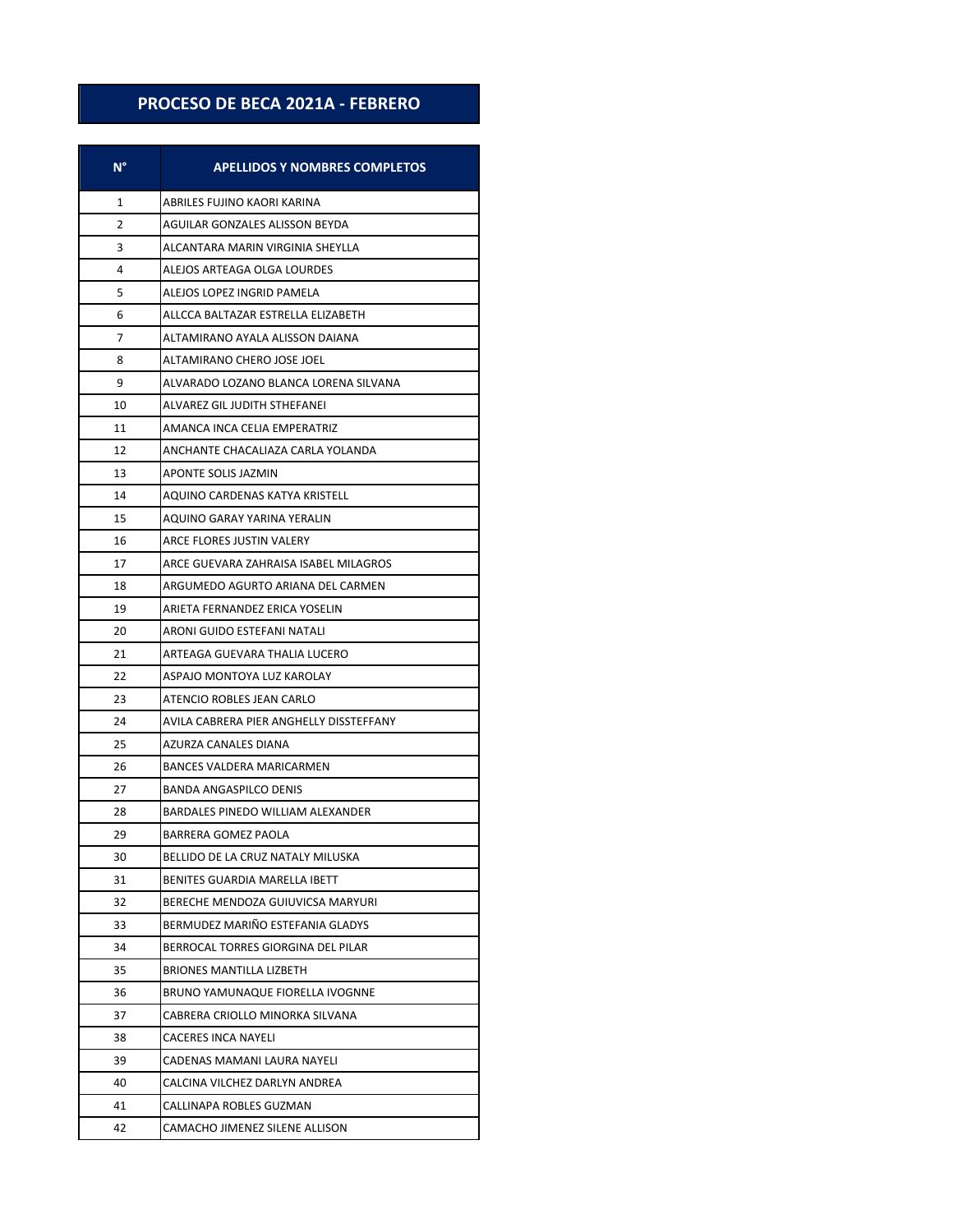# PROCESO DE BECA 2021A - FEBRERO

| N° | APELLIDOS Y NOMBRES COMPLETOS |
|---|---|
| 1 | ABRILES FUJINO KAORI KARINA |
| 2 | AGUILAR GONZALES ALISSON BEYDA |
| 3 | ALCANTARA MARIN VIRGINIA SHEYLLA |
| 4 | ALEJOS ARTEAGA OLGA LOURDES |
| 5 | ALEJOS LOPEZ INGRID PAMELA |
| 6 | ALLCCA BALTAZAR ESTRELLA ELIZABETH |
| 7 | ALTAMIRANO AYALA ALISSON DAIANA |
| 8 | ALTAMIRANO CHERO JOSE JOEL |
| 9 | ALVARADO LOZANO BLANCA LORENA SILVANA |
| 10 | ALVAREZ GIL JUDITH STHEFANEI |
| 11 | AMANCA INCA CELIA EMPERATRIZ |
| 12 | ANCHANTE CHACALIAZA CARLA YOLANDA |
| 13 | APONTE SOLIS JAZMIN |
| 14 | AQUINO CARDENAS KATYA KRISTELL |
| 15 | AQUINO GARAY YARINA YERALIN |
| 16 | ARCE FLORES JUSTIN VALERY |
| 17 | ARCE GUEVARA ZAHRAISA ISABEL MILAGROS |
| 18 | ARGUMEDO AGURTO ARIANA DEL CARMEN |
| 19 | ARIETA FERNANDEZ ERICA YOSELIN |
| 20 | ARONI GUIDO ESTEFANI NATALI |
| 21 | ARTEAGA GUEVARA THALIA LUCERO |
| 22 | ASPAJO MONTOYA LUZ KAROLAY |
| 23 | ATENCIO ROBLES JEAN CARLO |
| 24 | AVILA CABRERA PIER ANGHELLY DISSTEFFANY |
| 25 | AZURZA CANALES DIANA |
| 26 | BANCES VALDERA MARICARMEN |
| 27 | BANDA ANGASPILCO DENIS |
| 28 | BARDALES PINEDO WILLIAM ALEXANDER |
| 29 | BARRERA GOMEZ PAOLA |
| 30 | BELLIDO DE LA CRUZ NATALY MILUSKA |
| 31 | BENITES GUARDIA MARELLA IBETT |
| 32 | BERECHE MENDOZA GUIUVICSA MARYURI |
| 33 | BERMUDEZ MARIÑO ESTEFANIA GLADYS |
| 34 | BERROCAL TORRES GIORGINA DEL PILAR |
| 35 | BRIONES MANTILLA LIZBETH |
| 36 | BRUNO YAMUNAQUE FIORELLA IVOGNNE |
| 37 | CABRERA CRIOLLO MINORKA SILVANA |
| 38 | CACERES INCA NAYELI |
| 39 | CADENAS MAMANI LAURA NAYELI |
| 40 | CALCINA VILCHEZ DARLYN ANDREA |
| 41 | CALLINAPA ROBLES GUZMAN |
| 42 | CAMACHO JIMENEZ SILENE ALLISON |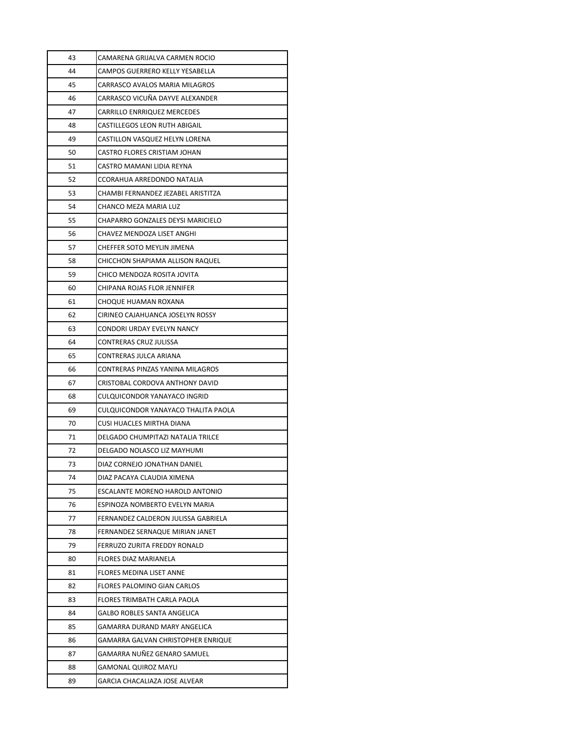| | |
|---|---|
| 43 | CAMARENA GRIJALVA CARMEN ROCIO |
| 44 | CAMPOS GUERRERO KELLY YESABELLA |
| 45 | CARRASCO AVALOS MARIA MILAGROS |
| 46 | CARRASCO VICUÑA DAYVE ALEXANDER |
| 47 | CARRILLO ENRRIQUEZ MERCEDES |
| 48 | CASTILLEGOS LEON RUTH ABIGAIL |
| 49 | CASTILLON VASQUEZ HELYN LORENA |
| 50 | CASTRO FLORES CRISTIAM JOHAN |
| 51 | CASTRO MAMANI LIDIA REYNA |
| 52 | CCORAHUA ARREDONDO NATALIA |
| 53 | CHAMBI FERNANDEZ JEZABEL ARISTITZA |
| 54 | CHANCO MEZA MARIA LUZ |
| 55 | CHAPARRO GONZALES DEYSI MARICIELO |
| 56 | CHAVEZ MENDOZA LISET ANGHI |
| 57 | CHEFFER SOTO MEYLIN JIMENA |
| 58 | CHICCHON SHAPIAMA ALLISON RAQUEL |
| 59 | CHICO MENDOZA ROSITA JOVITA |
| 60 | CHIPANA ROJAS FLOR JENNIFER |
| 61 | CHOQUE HUAMAN ROXANA |
| 62 | CIRINEO CAJAHUANCA JOSELYN ROSSY |
| 63 | CONDORI URDAY EVELYN NANCY |
| 64 | CONTRERAS CRUZ JULISSA |
| 65 | CONTRERAS JULCA ARIANA |
| 66 | CONTRERAS PINZAS YANINA MILAGROS |
| 67 | CRISTOBAL CORDOVA ANTHONY DAVID |
| 68 | CULQUICONDOR YANAYACO INGRID |
| 69 | CULQUICONDOR YANAYACO THALITA PAOLA |
| 70 | CUSI HUACLES MIRTHA DIANA |
| 71 | DELGADO CHUMPITAZI NATALIA TRILCE |
| 72 | DELGADO NOLASCO LIZ MAYHUMI |
| 73 | DIAZ CORNEJO JONATHAN DANIEL |
| 74 | DIAZ PACAYA CLAUDIA XIMENA |
| 75 | ESCALANTE MORENO HAROLD ANTONIO |
| 76 | ESPINOZA NOMBERTO EVELYN MARIA |
| 77 | FERNANDEZ CALDERON JULISSA GABRIELA |
| 78 | FERNANDEZ SERNAQUE MIRIAN JANET |
| 79 | FERRUZO ZURITA FREDDY RONALD |
| 80 | FLORES DIAZ MARIANELA |
| 81 | FLORES MEDINA LISET ANNE |
| 82 | FLORES PALOMINO GIAN CARLOS |
| 83 | FLORES TRIMBATH CARLA PAOLA |
| 84 | GALBO ROBLES SANTA ANGELICA |
| 85 | GAMARRA DURAND MARY ANGELICA |
| 86 | GAMARRA GALVAN CHRISTOPHER ENRIQUE |
| 87 | GAMARRA NUÑEZ GENARO SAMUEL |
| 88 | GAMONAL QUIROZ MAYLI |
| 89 | GARCIA CHACALIAZA JOSE ALVEAR |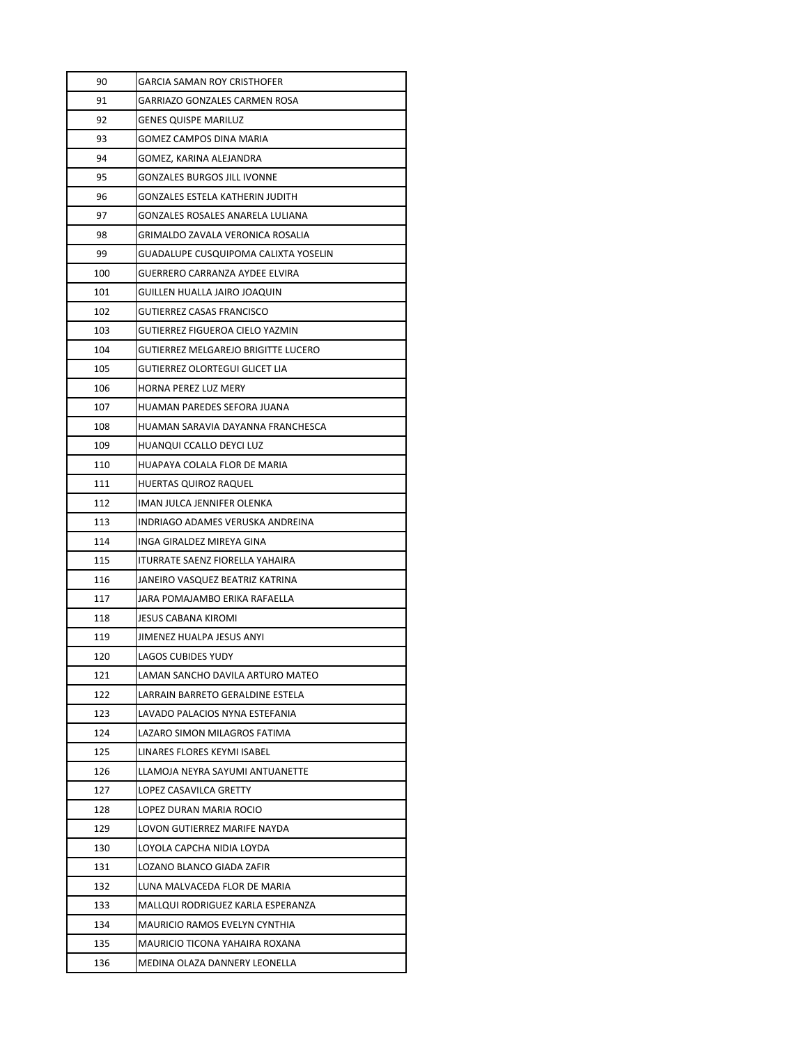| 90 | GARCIA SAMAN ROY CRISTHOFER |
|---|---|
| 91 | GARRIAZO GONZALES CARMEN ROSA |
| 92 | GENES QUISPE MARILUZ |
| 93 | GOMEZ CAMPOS DINA MARIA |
| 94 | GOMEZ, KARINA ALEJANDRA |
| 95 | GONZALES BURGOS JILL IVONNE |
| 96 | GONZALES ESTELA KATHERIN JUDITH |
| 97 | GONZALES ROSALES ANARELA LULIANA |
| 98 | GRIMALDO ZAVALA VERONICA ROSALIA |
| 99 | GUADALUPE CUSQUIPOMA CALIXTA YOSELIN |
| 100 | GUERRERO CARRANZA AYDEE ELVIRA |
| 101 | GUILLEN HUALLA JAIRO JOAQUIN |
| 102 | GUTIERREZ CASAS FRANCISCO |
| 103 | GUTIERREZ FIGUEROA CIELO YAZMIN |
| 104 | GUTIERREZ MELGAREJO BRIGITTE LUCERO |
| 105 | GUTIERREZ OLORTEGUI GLICET LIA |
| 106 | HORNA PEREZ LUZ MERY |
| 107 | HUAMAN PAREDES SEFORA JUANA |
| 108 | HUAMAN SARAVIA DAYANNA FRANCHESCA |
| 109 | HUANQUI CCALLO DEYCI LUZ |
| 110 | HUAPAYA COLALA FLOR DE MARIA |
| 111 | HUERTAS QUIROZ RAQUEL |
| 112 | IMAN JULCA JENNIFER OLENKA |
| 113 | INDRIAGO ADAMES VERUSKA ANDREINA |
| 114 | INGA GIRALDEZ MIREYA GINA |
| 115 | ITURRATE SAENZ FIORELLA YAHAIRA |
| 116 | JANEIRO VASQUEZ BEATRIZ KATRINA |
| 117 | JARA POMAJAMBO ERIKA RAFAELLA |
| 118 | JESUS CABANA KIROMI |
| 119 | JIMENEZ HUALPA JESUS ANYI |
| 120 | LAGOS CUBIDES YUDY |
| 121 | LAMAN SANCHO DAVILA ARTURO MATEO |
| 122 | LARRAIN BARRETO GERALDINE ESTELA |
| 123 | LAVADO PALACIOS NYNA ESTEFANIA |
| 124 | LAZARO SIMON MILAGROS FATIMA |
| 125 | LINARES FLORES KEYMI ISABEL |
| 126 | LLAMOJA NEYRA SAYUMI ANTUANETTE |
| 127 | LOPEZ CASAVILCA GRETTY |
| 128 | LOPEZ DURAN MARIA ROCIO |
| 129 | LOVON GUTIERREZ MARIFE NAYDA |
| 130 | LOYOLA CAPCHA NIDIA LOYDA |
| 131 | LOZANO BLANCO GIADA ZAFIR |
| 132 | LUNA MALVACEDA FLOR DE MARIA |
| 133 | MALLQUI RODRIGUEZ KARLA ESPERANZA |
| 134 | MAURICIO RAMOS EVELYN CYNTHIA |
| 135 | MAURICIO TICONA YAHAIRA ROXANA |
| 136 | MEDINA OLAZA DANNERY LEONELLA |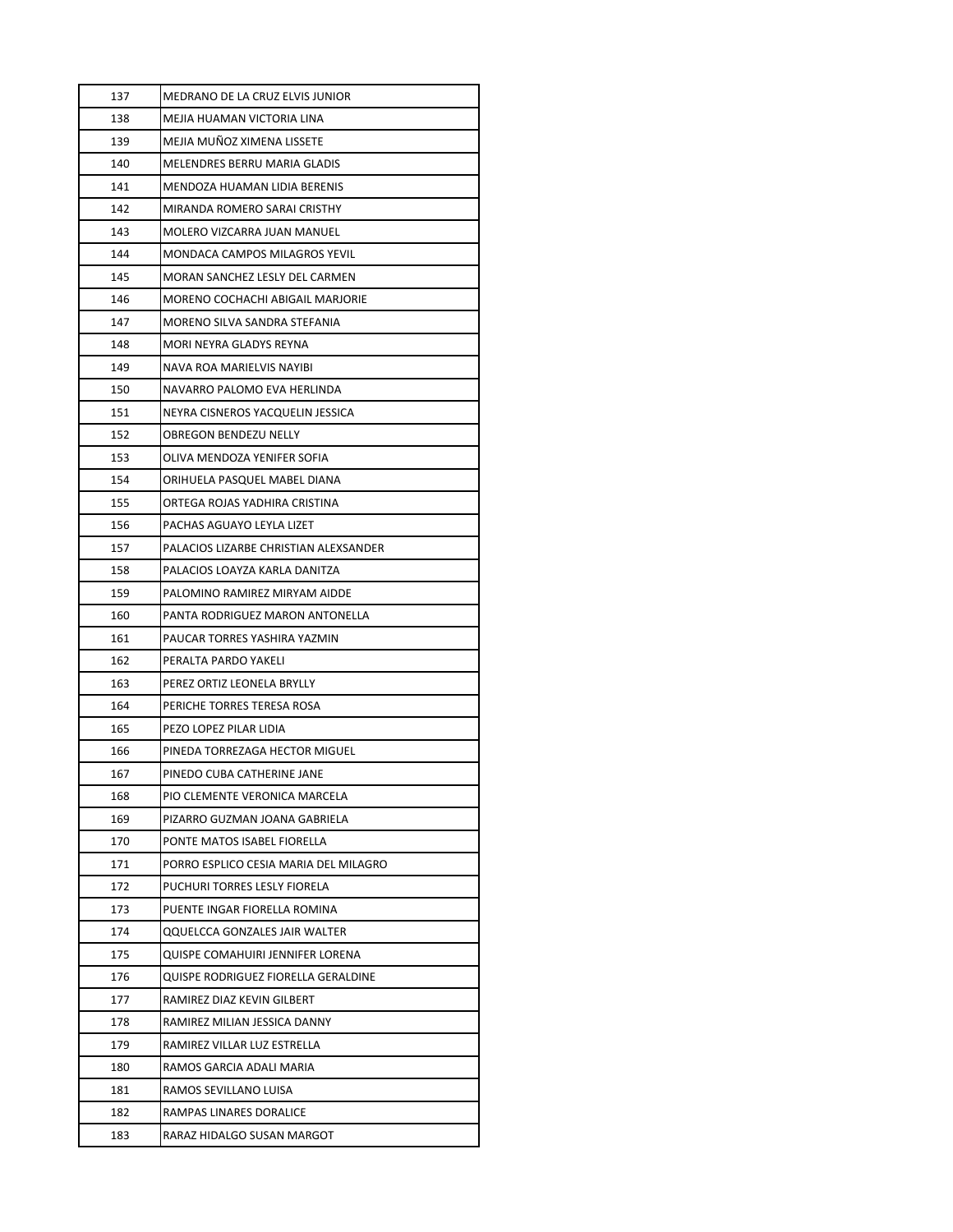| 137 | MEDRANO DE LA CRUZ ELVIS JUNIOR |
|---|---|
| 138 | MEJIA HUAMAN VICTORIA LINA |
| 139 | MEJIA MUÑOZ XIMENA LISSETE |
| 140 | MELENDRES BERRU MARIA GLADIS |
| 141 | MENDOZA HUAMAN LIDIA BERENIS |
| 142 | MIRANDA ROMERO SARAI CRISTHY |
| 143 | MOLERO VIZCARRA JUAN MANUEL |
| 144 | MONDACA CAMPOS MILAGROS YEVIL |
| 145 | MORAN SANCHEZ LESLY DEL CARMEN |
| 146 | MORENO COCHACHI ABIGAIL MARJORIE |
| 147 | MORENO SILVA SANDRA STEFANIA |
| 148 | MORI NEYRA GLADYS REYNA |
| 149 | NAVA ROA MARIELVIS NAYIBI |
| 150 | NAVARRO PALOMO EVA HERLINDA |
| 151 | NEYRA CISNEROS YACQUELIN JESSICA |
| 152 | OBREGON BENDEZU NELLY |
| 153 | OLIVA MENDOZA YENIFER SOFIA |
| 154 | ORIHUELA PASQUEL MABEL DIANA |
| 155 | ORTEGA ROJAS YADHIRA CRISTINA |
| 156 | PACHAS AGUAYO LEYLA LIZET |
| 157 | PALACIOS LIZARBE CHRISTIAN ALEXSANDER |
| 158 | PALACIOS LOAYZA KARLA DANITZA |
| 159 | PALOMINO RAMIREZ MIRYAM AIDDE |
| 160 | PANTA RODRIGUEZ MARON ANTONELLA |
| 161 | PAUCAR TORRES YASHIRA YAZMIN |
| 162 | PERALTA PARDO YAKELI |
| 163 | PEREZ ORTIZ LEONELA BRYLLY |
| 164 | PERICHE TORRES TERESA ROSA |
| 165 | PEZO LOPEZ PILAR LIDIA |
| 166 | PINEDA TORREZAGA HECTOR MIGUEL |
| 167 | PINEDO CUBA CATHERINE JANE |
| 168 | PIO CLEMENTE VERONICA MARCELA |
| 169 | PIZARRO GUZMAN JOANA GABRIELA |
| 170 | PONTE MATOS ISABEL FIORELLA |
| 171 | PORRO ESPLICO CESIA MARIA DEL MILAGRO |
| 172 | PUCHURI TORRES LESLY FIORELA |
| 173 | PUENTE INGAR FIORELLA ROMINA |
| 174 | QQUELCCA GONZALES JAIR WALTER |
| 175 | QUISPE COMAHUIRI JENNIFER LORENA |
| 176 | QUISPE RODRIGUEZ FIORELLA GERALDINE |
| 177 | RAMIREZ DIAZ KEVIN GILBERT |
| 178 | RAMIREZ MILIAN JESSICA DANNY |
| 179 | RAMIREZ VILLAR LUZ ESTRELLA |
| 180 | RAMOS GARCIA ADALI MARIA |
| 181 | RAMOS SEVILLANO LUISA |
| 182 | RAMPAS LINARES DORALICE |
| 183 | RARAZ HIDALGO SUSAN MARGOT |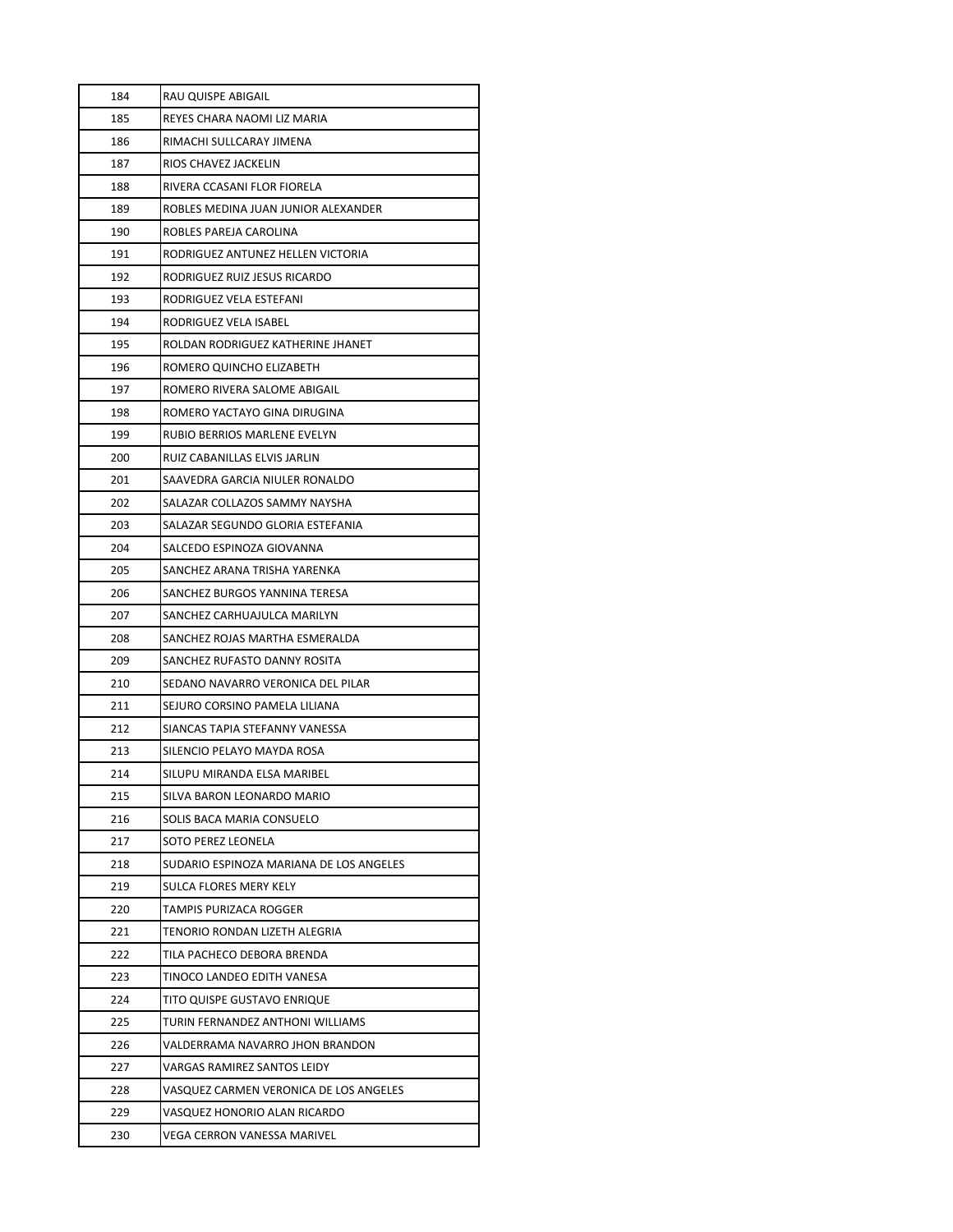| | |
|---|---|
| 184 | RAU QUISPE ABIGAIL |
| 185 | REYES CHARA NAOMI LIZ MARIA |
| 186 | RIMACHI SULLCARAY JIMENA |
| 187 | RIOS CHAVEZ JACKELIN |
| 188 | RIVERA CCASANI FLOR FIORELA |
| 189 | ROBLES MEDINA JUAN JUNIOR ALEXANDER |
| 190 | ROBLES PAREJA CAROLINA |
| 191 | RODRIGUEZ ANTUNEZ HELLEN VICTORIA |
| 192 | RODRIGUEZ RUIZ JESUS RICARDO |
| 193 | RODRIGUEZ VELA ESTEFANI |
| 194 | RODRIGUEZ VELA ISABEL |
| 195 | ROLDAN RODRIGUEZ KATHERINE JHANET |
| 196 | ROMERO QUINCHO ELIZABETH |
| 197 | ROMERO RIVERA SALOME ABIGAIL |
| 198 | ROMERO YACTAYO GINA DIRUGINA |
| 199 | RUBIO BERRIOS MARLENE EVELYN |
| 200 | RUIZ CABANILLAS ELVIS JARLIN |
| 201 | SAAVEDRA GARCIA NIULER RONALDO |
| 202 | SALAZAR COLLAZOS SAMMY NAYSHA |
| 203 | SALAZAR SEGUNDO GLORIA ESTEFANIA |
| 204 | SALCEDO ESPINOZA GIOVANNA |
| 205 | SANCHEZ ARANA TRISHA YARENKA |
| 206 | SANCHEZ BURGOS YANNINA TERESA |
| 207 | SANCHEZ CARHUAJULCA MARILYN |
| 208 | SANCHEZ ROJAS MARTHA ESMERALDA |
| 209 | SANCHEZ RUFASTO DANNY ROSITA |
| 210 | SEDANO NAVARRO VERONICA DEL PILAR |
| 211 | SEJURO CORSINO PAMELA LILIANA |
| 212 | SIANCAS TAPIA STEFANNY VANESSA |
| 213 | SILENCIO PELAYO MAYDA ROSA |
| 214 | SILUPU MIRANDA ELSA MARIBEL |
| 215 | SILVA BARON LEONARDO MARIO |
| 216 | SOLIS BACA MARIA CONSUELO |
| 217 | SOTO PEREZ LEONELA |
| 218 | SUDARIO ESPINOZA MARIANA DE LOS ANGELES |
| 219 | SULCA FLORES MERY KELY |
| 220 | TAMPIS PURIZACA ROGGER |
| 221 | TENORIO RONDAN LIZETH ALEGRIA |
| 222 | TILA PACHECO DEBORA BRENDA |
| 223 | TINOCO LANDEO EDITH VANESA |
| 224 | TITO QUISPE GUSTAVO ENRIQUE |
| 225 | TURIN FERNANDEZ ANTHONI WILLIAMS |
| 226 | VALDERRAMA NAVARRO JHON BRANDON |
| 227 | VARGAS RAMIREZ SANTOS LEIDY |
| 228 | VASQUEZ CARMEN VERONICA DE LOS ANGELES |
| 229 | VASQUEZ HONORIO ALAN RICARDO |
| 230 | VEGA CERRON VANESSA MARIVEL |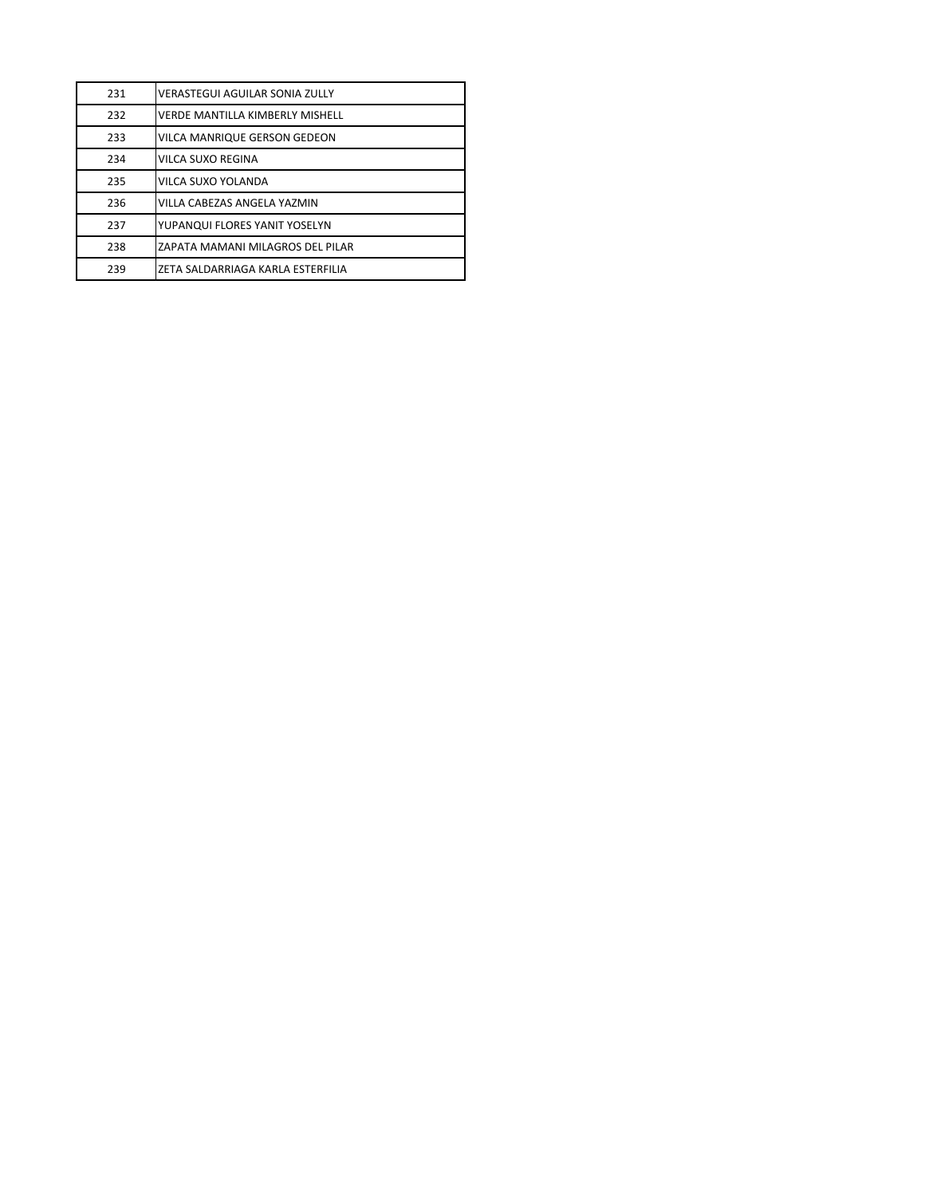| | |
|---|---|
| 231 | VERASTEGUI AGUILAR SONIA ZULLY |
| 232 | VERDE MANTILLA KIMBERLY MISHELL |
| 233 | VILCA MANRIQUE GERSON GEDEON |
| 234 | VILCA SUXO REGINA |
| 235 | VILCA SUXO YOLANDA |
| 236 | VILLA CABEZAS ANGELA YAZMIN |
| 237 | YUPANQUI FLORES YANIT YOSELYN |
| 238 | ZAPATA MAMANI MILAGROS DEL PILAR |
| 239 | ZETA SALDARRIAGA KARLA ESTERFILIA |